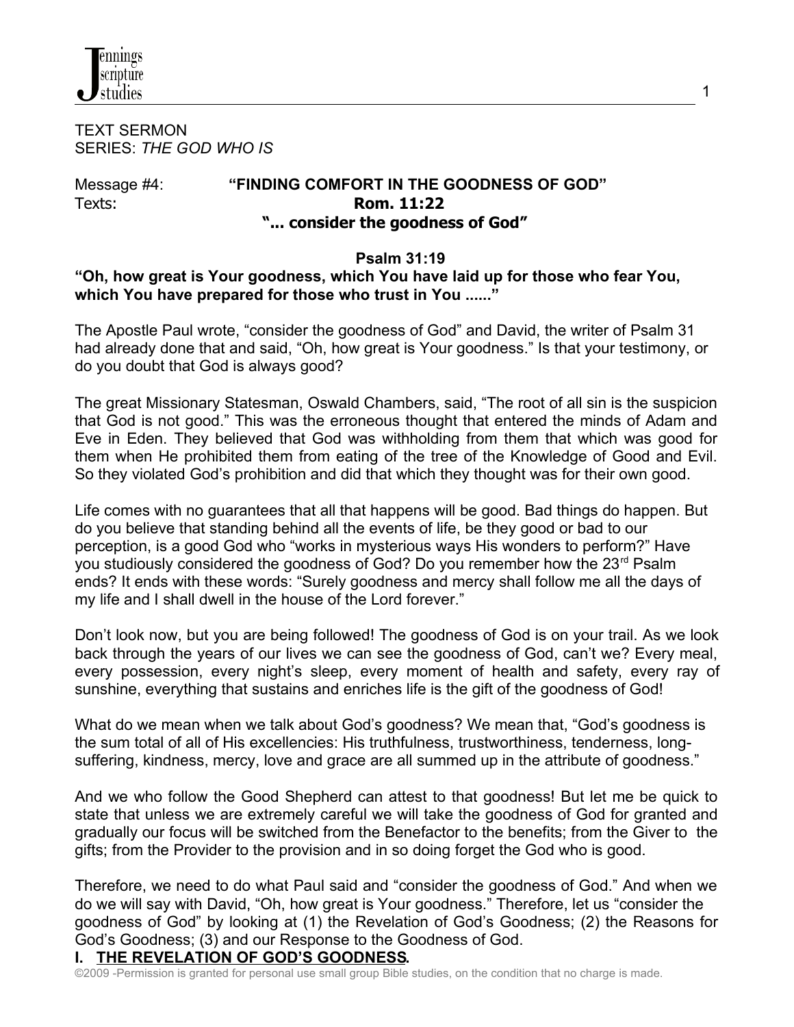TEXT SERMON
SERIES: *THE GOD WHO IS*

Message #4: **"FINDING COMFORT IN THE GOODNESS OF GOD"**
Texts: **Rom. 11:22**
**"... consider the goodness of God"**

**Psalm 31:19**
**"Oh, how great is Your goodness, which You have laid up for those who fear You, which You have prepared for those who trust in You ......"**

The Apostle Paul wrote, "consider the goodness of God" and David, the writer of Psalm 31 had already done that and said, "Oh, how great is Your goodness." Is that your testimony, or do you doubt that God is always good?

The great Missionary Statesman, Oswald Chambers, said, "The root of all sin is the suspicion that God is not good." This was the erroneous thought that entered the minds of Adam and Eve in Eden. They believed that God was withholding from them that which was good for them when He prohibited them from eating of the tree of the Knowledge of Good and Evil. So they violated God's prohibition and did that which they thought was for their own good.

Life comes with no guarantees that all that happens will be good. Bad things do happen. But do you believe that standing behind all the events of life, be they good or bad to our perception, is a good God who "works in mysterious ways His wonders to perform?" Have you studiously considered the goodness of God? Do you remember how the 23rd Psalm ends? It ends with these words: "Surely goodness and mercy shall follow me all the days of my life and I shall dwell in the house of the Lord forever."

Don't look now, but you are being followed! The goodness of God is on your trail. As we look back through the years of our lives we can see the goodness of God, can't we? Every meal, every possession, every night's sleep, every moment of health and safety, every ray of sunshine, everything that sustains and enriches life is the gift of the goodness of God!

What do we mean when we talk about God's goodness? We mean that, "God's goodness is the sum total of all of His excellencies: His truthfulness, trustworthiness, tenderness, long-suffering, kindness, mercy, love and grace are all summed up in the attribute of goodness."

And we who follow the Good Shepherd can attest to that goodness! But let me be quick to state that unless we are extremely careful we will take the goodness of God for granted and gradually our focus will be switched from the Benefactor to the benefits; from the Giver to the gifts; from the Provider to the provision and in so doing forget the God who is good.

Therefore, we need to do what Paul said and "consider the goodness of God." And when we do we will say with David, "Oh, how great is Your goodness." Therefore, let us "consider the goodness of God" by looking at (1) the Revelation of God's Goodness; (2) the Reasons for God's Goodness; (3) and our Response to the Goodness of God.

## I. THE REVELATION OF GOD'S GOODNESS.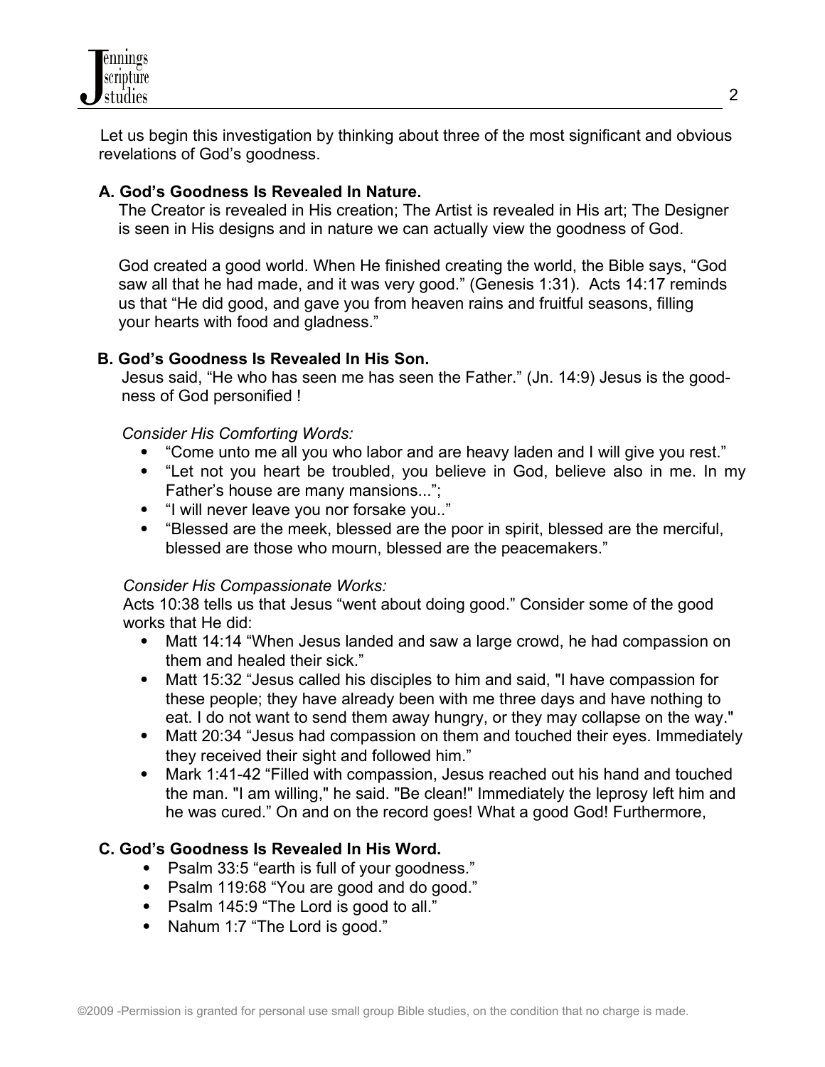Let us begin this investigation by thinking about three of the most significant and obvious revelations of God's goodness.

### A. God's Goodness Is Revealed In Nature.

The Creator is revealed in His creation; The Artist is revealed in His art; The Designer is seen in His designs and in nature we can actually view the goodness of God.

God created a good world. When He finished creating the world, the Bible says, "God saw all that he had made, and it was very good." (Genesis 1:31). Acts 14:17 reminds us that "He did good, and gave you from heaven rains and fruitful seasons, filling your hearts with food and gladness."

### B. God's Goodness Is Revealed In His Son.

Jesus said, "He who has seen me has seen the Father." (Jn. 14:9) Jesus is the goodness of God personified !

*Consider His Comforting Words:*

- "Come unto me all you who labor and are heavy laden and I will give you rest."
- "Let not you heart be troubled, you believe in God, believe also in me. In my Father's house are many mansions...";
- "I will never leave you nor forsake you.."
- "Blessed are the meek, blessed are the poor in spirit, blessed are the merciful, blessed are those who mourn, blessed are the peacemakers."

*Consider His Compassionate Works:*

Acts 10:38 tells us that Jesus "went about doing good." Consider some of the good works that He did:

- Matt 14:14 "When Jesus landed and saw a large crowd, he had compassion on them and healed their sick."
- Matt 15:32 "Jesus called his disciples to him and said, "I have compassion for these people; they have already been with me three days and have nothing to eat. I do not want to send them away hungry, or they may collapse on the way."
- Matt 20:34 "Jesus had compassion on them and touched their eyes. Immediately they received their sight and followed him."
- Mark 1:41-42 "Filled with compassion, Jesus reached out his hand and touched the man. "I am willing," he said. "Be clean!" Immediately the leprosy left him and he was cured." On and on the record goes! What a good God! Furthermore,

### C. God's Goodness Is Revealed In His Word.

- Psalm 33:5 "earth is full of your goodness."
- Psalm 119:68 "You are good and do good."
- Psalm 145:9 "The Lord is good to all."
- Nahum 1:7 "The Lord is good."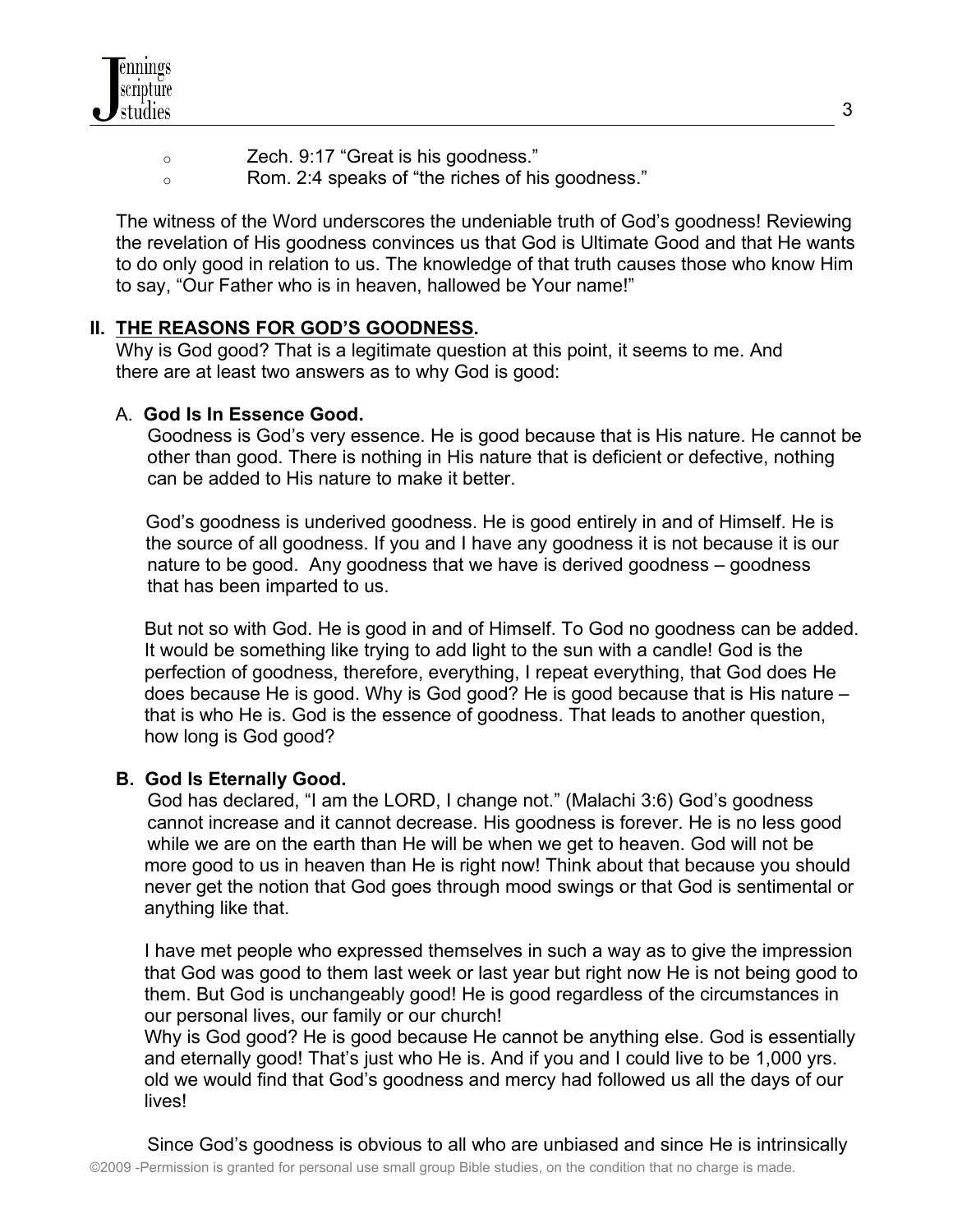- Zech. 9:17 “Great is his goodness.”
- Rom. 2:4 speaks of “the riches of his goodness.”

The witness of the Word underscores the undeniable truth of God’s goodness! Reviewing the revelation of His goodness convinces us that God is Ultimate Good and that He wants to do only good in relation to us. The knowledge of that truth causes those who know Him to say, “Our Father who is in heaven, hallowed be Your name!”

## II. THE REASONS FOR GOD’S GOODNESS.

Why is God good? That is a legitimate question at this point, it seems to me. And there are at least two answers as to why God is good:

### A. God Is In Essence Good.

Goodness is God’s very essence. He is good because that is His nature. He cannot be other than good. There is nothing in His nature that is deficient or defective, nothing can be added to His nature to make it better.

God’s goodness is underived goodness. He is good entirely in and of Himself. He is the source of all goodness. If you and I have any goodness it is not because it is our nature to be good. Any goodness that we have is derived goodness – goodness that has been imparted to us.

But not so with God. He is good in and of Himself. To God no goodness can be added. It would be something like trying to add light to the sun with a candle! God is the perfection of goodness, therefore, everything, I repeat everything, that God does He does because He is good. Why is God good? He is good because that is His nature – that is who He is. God is the essence of goodness. That leads to another question, how long is God good?

### B. God Is Eternally Good.

God has declared, “I am the LORD, I change not.” (Malachi 3:6) God’s goodness cannot increase and it cannot decrease. His goodness is forever. He is no less good while we are on the earth than He will be when we get to heaven. God will not be more good to us in heaven than He is right now! Think about that because you should never get the notion that God goes through mood swings or that God is sentimental or anything like that.

I have met people who expressed themselves in such a way as to give the impression that God was good to them last week or last year but right now He is not being good to them. But God is unchangeably good! He is good regardless of the circumstances in our personal lives, our family or our church!
Why is God good? He is good because He cannot be anything else. God is essentially and eternally good! That’s just who He is. And if you and I could live to be 1,000 yrs. old we would find that God’s goodness and mercy had followed us all the days of our lives!

Since God’s goodness is obvious to all who are unbiased and since He is intrinsically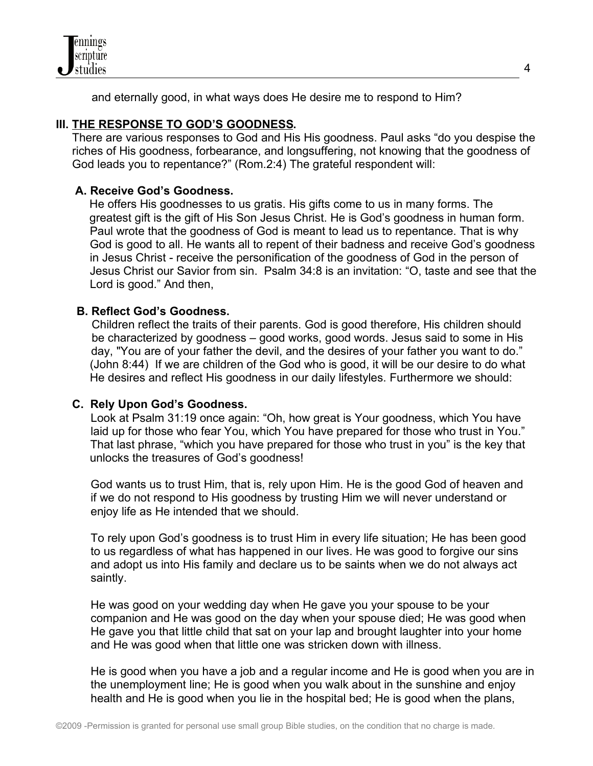and eternally good, in what ways does He desire me to respond to Him?

## III. <u>THE RESPONSE TO GOD'S GOODNESS</u>.

There are various responses to God and His His goodness. Paul asks "do you despise the riches of His goodness, forbearance, and longsuffering, not knowing that the goodness of God leads you to repentance?" (Rom.2:4) The grateful respondent will:

### A. Receive God's Goodness.

He offers His goodnesses to us gratis. His gifts come to us in many forms. The greatest gift is the gift of His Son Jesus Christ. He is God's goodness in human form. Paul wrote that the goodness of God is meant to lead us to repentance. That is why God is good to all. He wants all to repent of their badness and receive God's goodness in Jesus Christ - receive the personification of the goodness of God in the person of Jesus Christ our Savior from sin. Psalm 34:8 is an invitation: "O, taste and see that the Lord is good." And then,

### B. Reflect God's Goodness.

Children reflect the traits of their parents. God is good therefore, His children should be characterized by goodness – good works, good words. Jesus said to some in His day, "You are of your father the devil, and the desires of your father you want to do." (John 8:44) If we are children of the God who is good, it will be our desire to do what He desires and reflect His goodness in our daily lifestyles. Furthermore we should:

### C. Rely Upon God's Goodness.

Look at Psalm 31:19 once again: "Oh, how great is Your goodness, which You have laid up for those who fear You, which You have prepared for those who trust in You." That last phrase, "which you have prepared for those who trust in you" is the key that unlocks the treasures of God's goodness!

God wants us to trust Him, that is, rely upon Him. He is the good God of heaven and if we do not respond to His goodness by trusting Him we will never understand or enjoy life as He intended that we should.

To rely upon God's goodness is to trust Him in every life situation; He has been good to us regardless of what has happened in our lives. He was good to forgive our sins and adopt us into His family and declare us to be saints when we do not always act saintly.

He was good on your wedding day when He gave you your spouse to be your companion and He was good on the day when your spouse died; He was good when He gave you that little child that sat on your lap and brought laughter into your home and He was good when that little one was stricken down with illness.

He is good when you have a job and a regular income and He is good when you are in the unemployment line; He is good when you walk about in the sunshine and enjoy health and He is good when you lie in the hospital bed; He is good when the plans,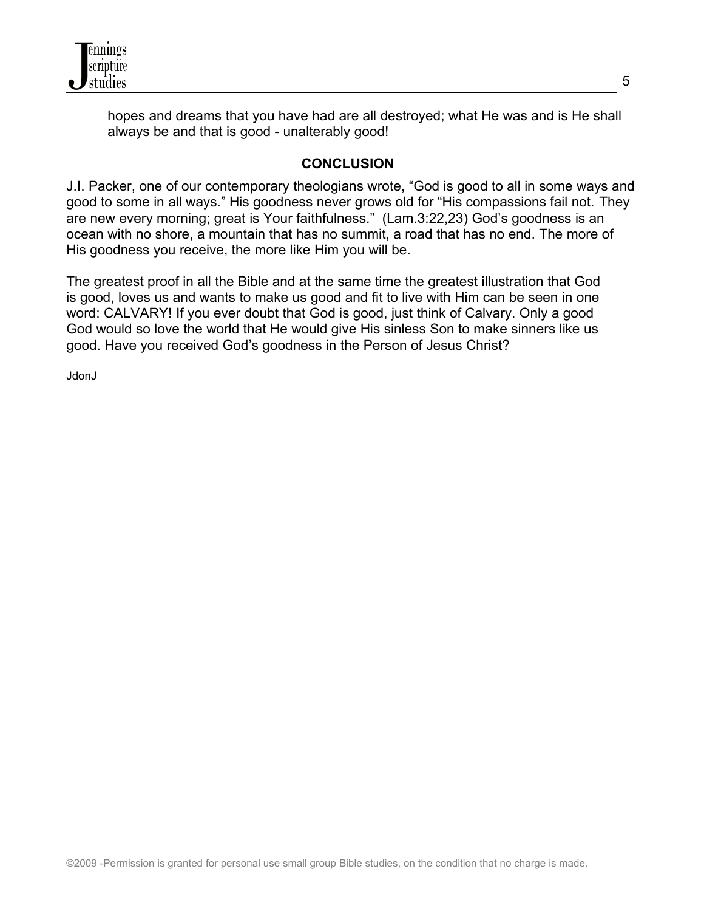hopes and dreams that you have had are all destroyed; what He was and is He shall always be and that is good - unalterably good!

## CONCLUSION

J.I. Packer, one of our contemporary theologians wrote, “God is good to all in some ways and good to some in all ways.” His goodness never grows old for “His compassions fail not. They are new every morning; great is Your faithfulness.” (Lam.3:22,23) God’s goodness is an ocean with no shore, a mountain that has no summit, a road that has no end. The more of His goodness you receive, the more like Him you will be.

The greatest proof in all the Bible and at the same time the greatest illustration that God is good, loves us and wants to make us good and fit to live with Him can be seen in one word: CALVARY! If you ever doubt that God is good, just think of Calvary. Only a good God would so love the world that He would give His sinless Son to make sinners like us good. Have you received God’s goodness in the Person of Jesus Christ?

JdonJ

©2009 -Permission is granted for personal use small group Bible studies, on the condition that no charge is made.